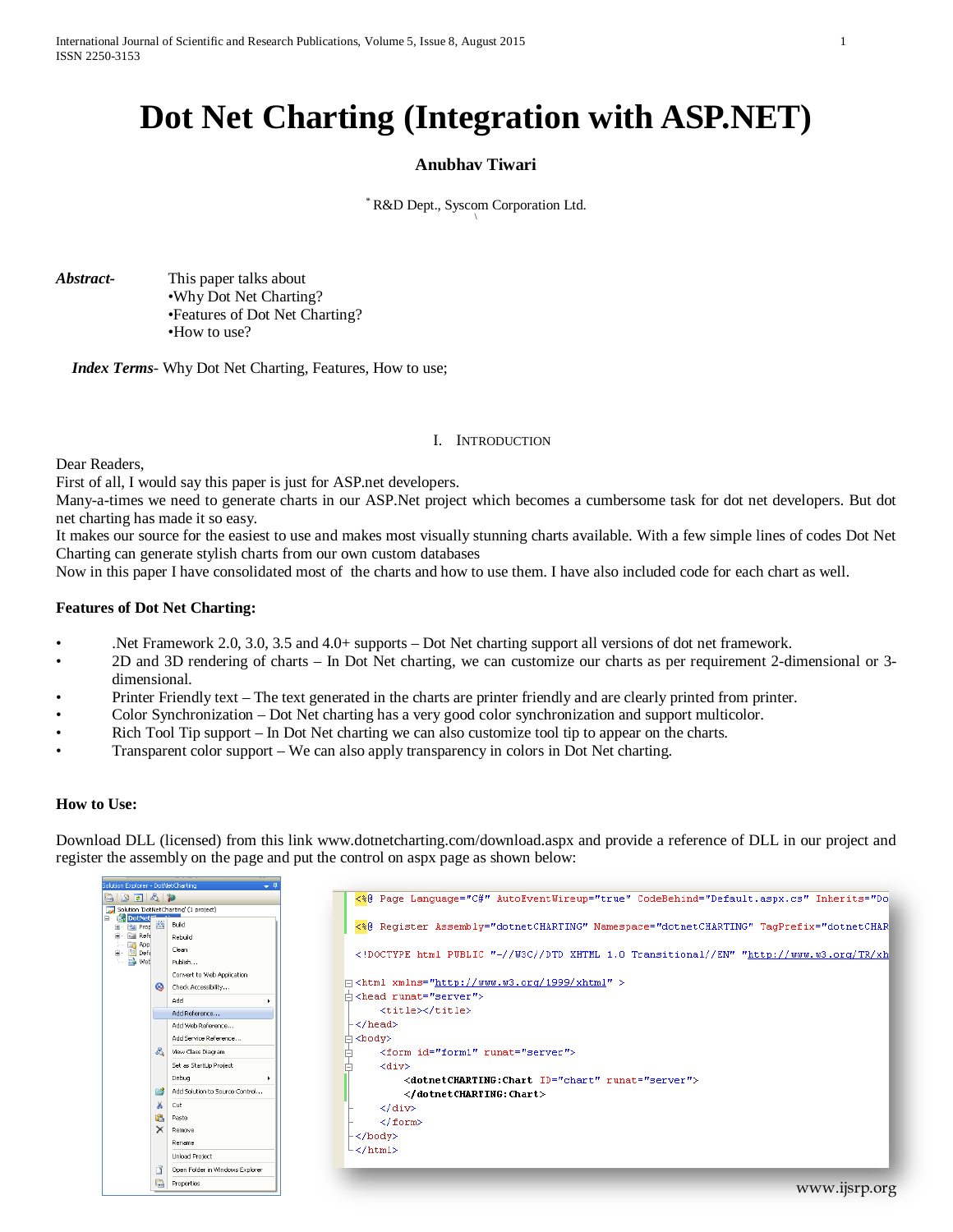# Dot Net Charting (Integration with ASP.NET)

**Anubhav Tiwari**

[*] R&D Dept., Syscom Corporation Ltd.

***Abstract*-** This paper talks about
•Why Dot Net Charting?
•Features of Dot Net Charting?
•How to use?

***Index Terms*-** Why Dot Net Charting, Features, How to use;

## I. Introduction

Dear Readers,
First of all, I would say this paper is just for ASP.net developers.
Many-a-times we need to generate charts in our ASP.Net project which becomes a cumbersome task for dot net developers. But dot net charting has made it so easy.
It makes our source for the easiest to use and makes most visually stunning charts available. With a few simple lines of codes Dot Net Charting can generate stylish charts from our own custom databases
Now in this paper I have consolidated most of the charts and how to use them. I have also included code for each chart as well.

**Features of Dot Net Charting:**

- .Net Framework 2.0, 3.0, 3.5 and 4.0+ supports – Dot Net charting support all versions of dot net framework.
- 2D and 3D rendering of charts – In Dot Net charting, we can customize our charts as per requirement 2-dimensional or 3-dimensional.
- Printer Friendly text – The text generated in the charts are printer friendly and are clearly printed from printer.
- Color Synchronization – Dot Net charting has a very good color synchronization and support multicolor.
- Rich Tool Tip support – In Dot Net charting we can also customize tool tip to appear on the charts.
- Transparent color support – We can also apply transparency in colors in Dot Net charting.

**How to Use:**

Download DLL (licensed) from this link www.dotnetcharting.com/download.aspx and provide a reference of DLL in our project and register the assembly on the page and put the control on aspx page as shown below:

```
<%@ Page Language="C#" AutoEventWireup="true" CodeBehind="Default.aspx.cs" Inherits="Do

<%@ Register Assembly="dotnetCHARTING" Namespace="dotnetCHARTING" TagPrefix="dotnetCHAR

<!DOCTYPE html PUBLIC "-//W3C//DTD XHTML 1.0 Transitional//EN" "http://www.w3.org/TR/xh

<html xmlns="http://www.w3.org/1999/xhtml" >
<head runat="server">
    <title></title>
</head>
<body>
    <form id="form1" runat="server">
    <div>
        <dotnetCHARTING:Chart ID="chart" runat="server">
        </dotnetCHARTING:Chart>
    </div>
    </form>
</body>
</html>
```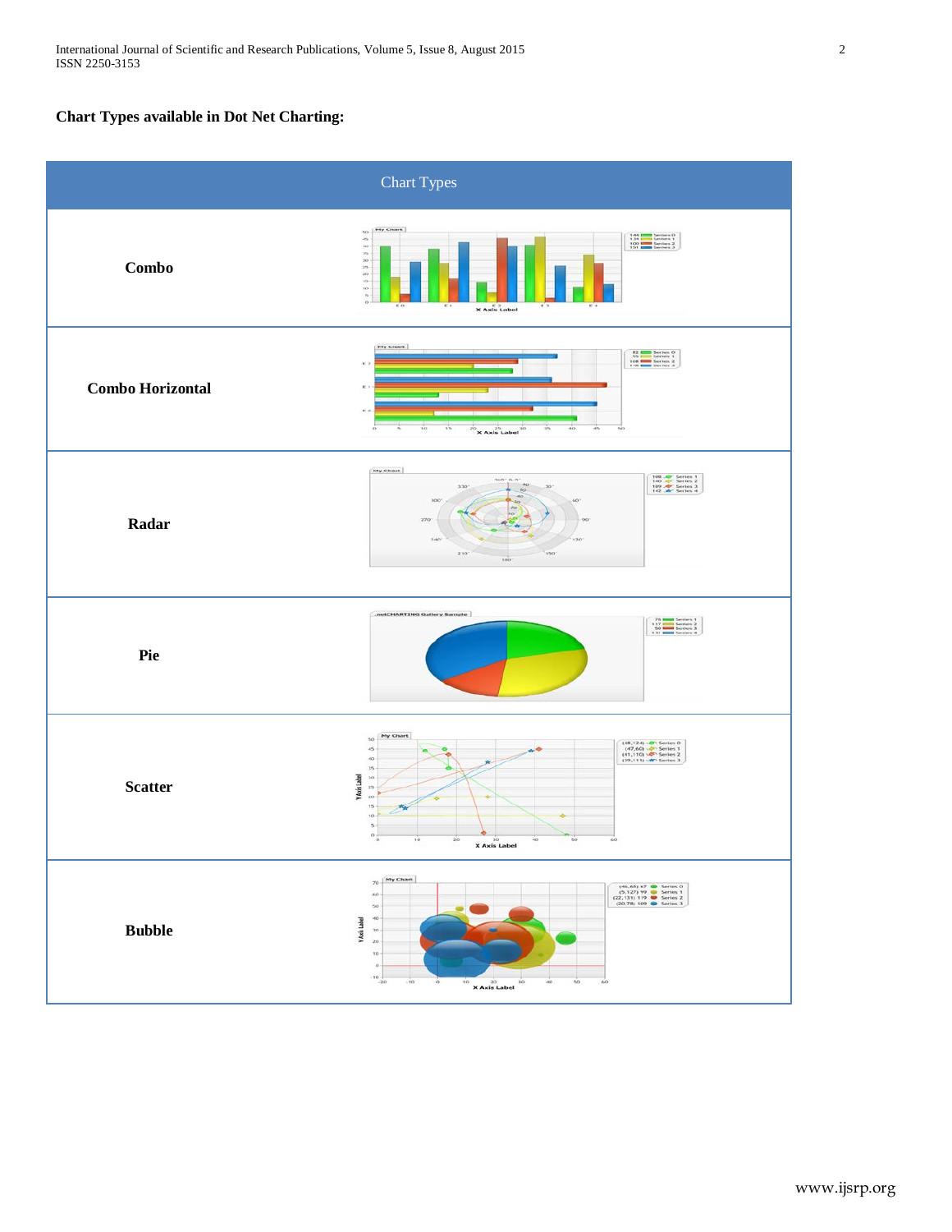**Chart Types available in Dot Net Charting:**

| Chart Types | |
|---|---|
| **Combo** | |
| **Combo Horizontal** | |
| **Radar** | |
| **Pie** | |
| **Scatter** | |
| **Bubble** | |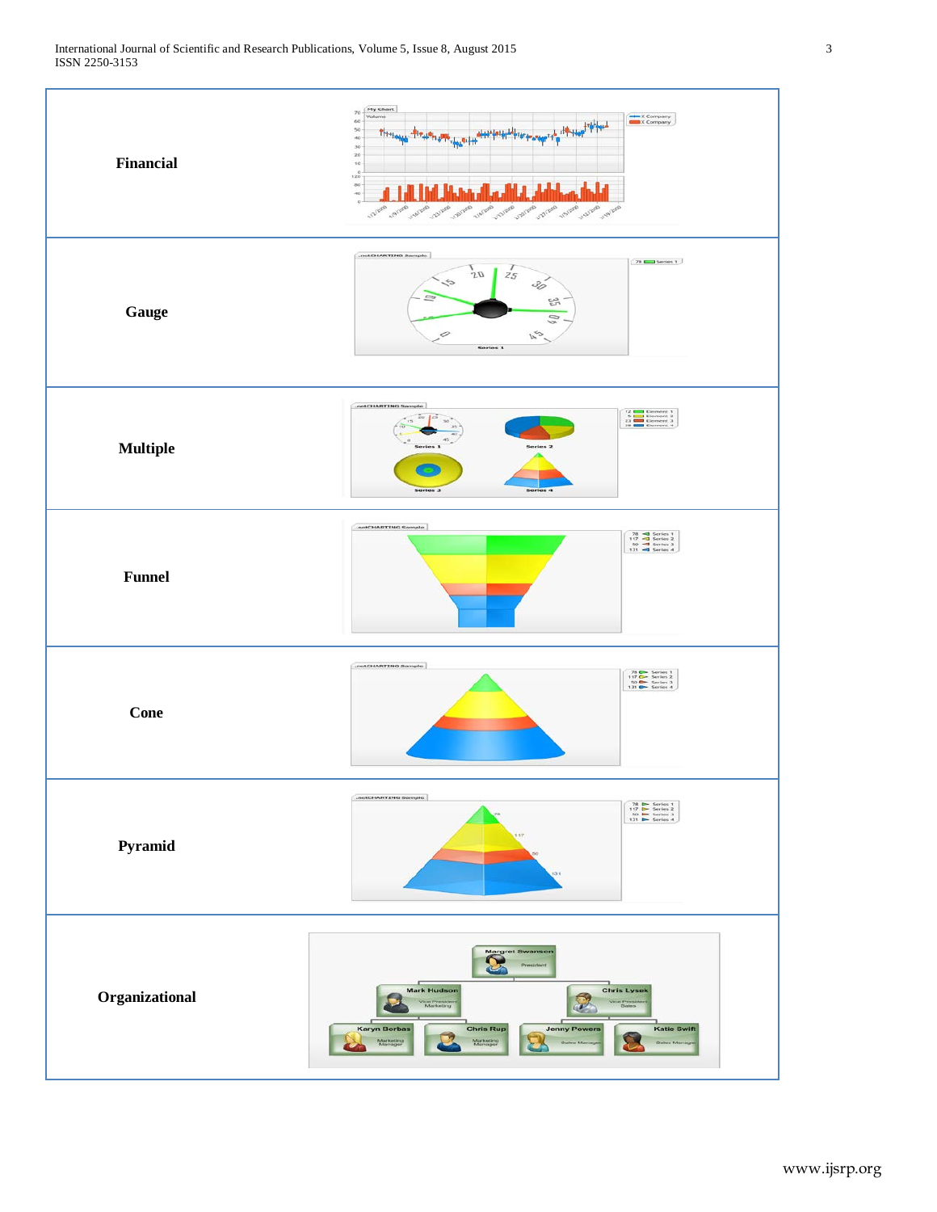| | |
|---|---|
| **Financial** | |
| **Gauge** | |
| **Multiple** | |
| **Funnel** | |
| **Cone** | |
| **Pyramid** | |
| **Organizational** | |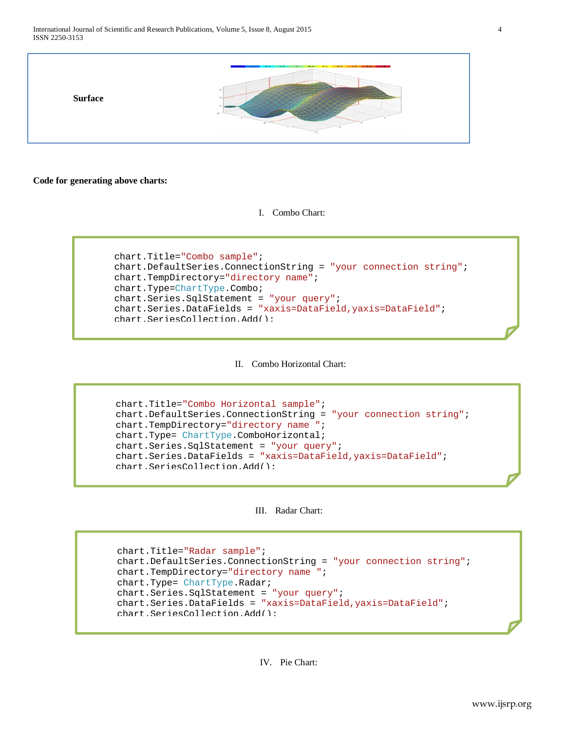| | |
|---|---|
| **Surface** | |

**Code for generating above charts:**

I. Combo Chart:

```
chart.Title="Combo sample";
chart.DefaultSeries.ConnectionString = "your connection string";
chart.TempDirectory="directory name";
chart.Type=ChartType.Combo;
chart.Series.SqlStatement = "your query";
chart.Series.DataFields = "xaxis=DataField,yaxis=DataField";
chart.SeriesCollection.Add();
```

II. Combo Horizontal Chart:

```
chart.Title="Combo Horizontal sample";
chart.DefaultSeries.ConnectionString = "your connection string";
chart.TempDirectory="directory name ";
chart.Type= ChartType.ComboHorizontal;
chart.Series.SqlStatement = "your query";
chart.Series.DataFields = "xaxis=DataField,yaxis=DataField";
chart.SeriesCollection.Add();
```

III. Radar Chart:

```
chart.Title="Radar sample";
chart.DefaultSeries.ConnectionString = "your connection string";
chart.TempDirectory="directory name ";
chart.Type= ChartType.Radar;
chart.Series.SqlStatement = "your query";
chart.Series.DataFields = "xaxis=DataField,yaxis=DataField";
chart.SeriesCollection.Add();
```

IV. Pie Chart: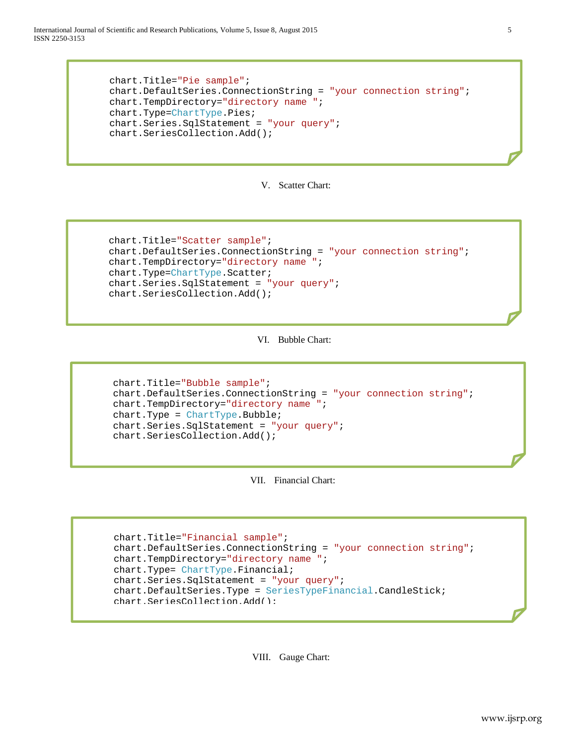```
chart.Title="Pie sample";
chart.DefaultSeries.ConnectionString = "your connection string";
chart.TempDirectory="directory name ";
chart.Type=ChartType.Pies;
chart.Series.SqlStatement = "your query";
chart.SeriesCollection.Add();
```

V. Scatter Chart:

```
chart.Title="Scatter sample";
chart.DefaultSeries.ConnectionString = "your connection string";
chart.TempDirectory="directory name ";
chart.Type=ChartType.Scatter;
chart.Series.SqlStatement = "your query";
chart.SeriesCollection.Add();
```

VI. Bubble Chart:

```
chart.Title="Bubble sample";
chart.DefaultSeries.ConnectionString = "your connection string";
chart.TempDirectory="directory name ";
chart.Type = ChartType.Bubble;
chart.Series.SqlStatement = "your query";
chart.SeriesCollection.Add();
```

VII. Financial Chart:

```
chart.Title="Financial sample";
chart.DefaultSeries.ConnectionString = "your connection string";
chart.TempDirectory="directory name ";
chart.Type= ChartType.Financial;
chart.Series.SqlStatement = "your query";
chart.DefaultSeries.Type = SeriesTypeFinancial.CandleStick;
chart.SeriesCollection.Add();
```

VIII. Gauge Chart: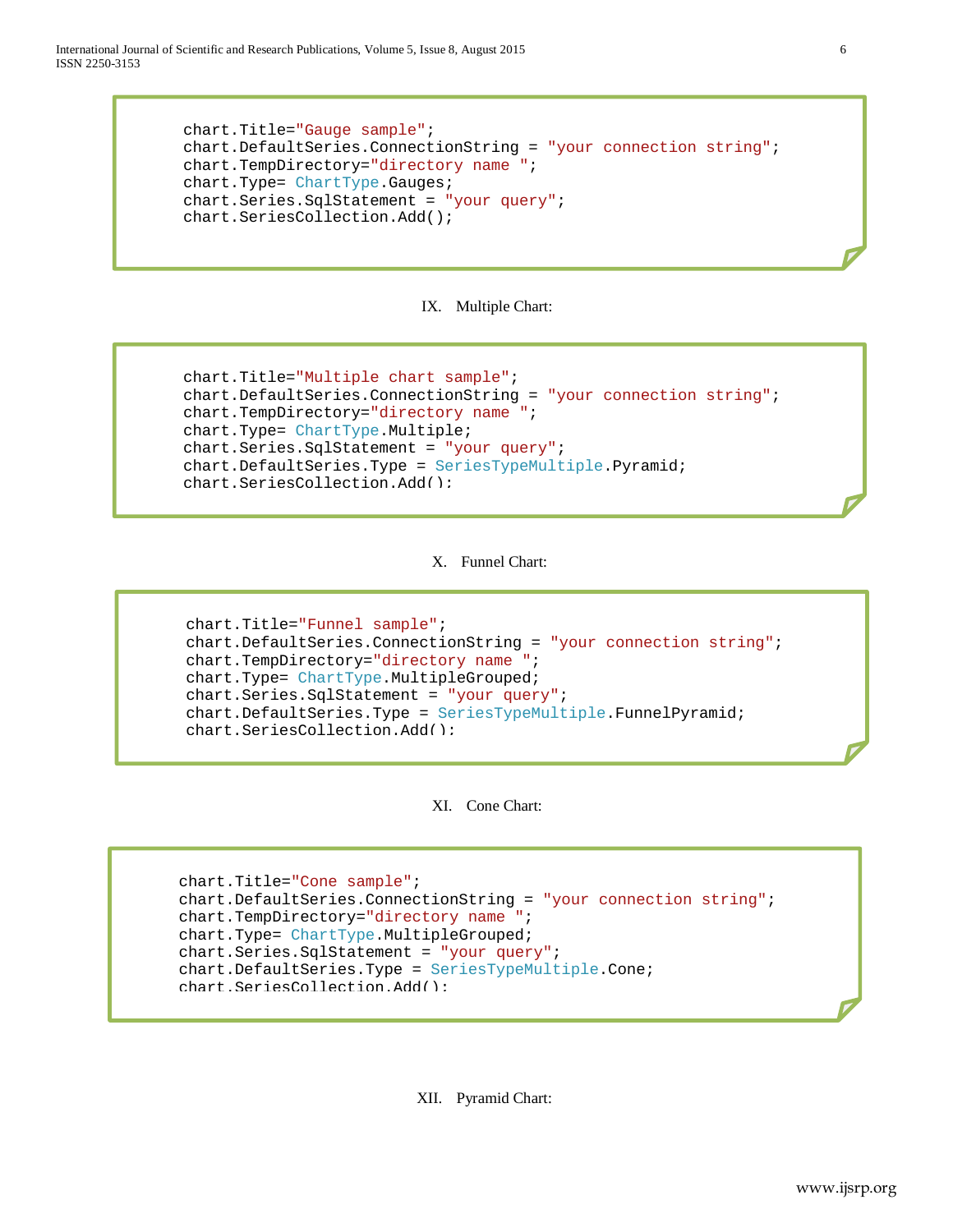```
chart.Title="Gauge sample";
chart.DefaultSeries.ConnectionString = "your connection string";
chart.TempDirectory="directory name ";
chart.Type= ChartType.Gauges;
chart.Series.SqlStatement = "your query";
chart.SeriesCollection.Add();
```

## IX. Multiple Chart:

```
chart.Title="Multiple chart sample";
chart.DefaultSeries.ConnectionString = "your connection string";
chart.TempDirectory="directory name ";
chart.Type= ChartType.Multiple;
chart.Series.SqlStatement = "your query";
chart.DefaultSeries.Type = SeriesTypeMultiple.Pyramid;
chart.SeriesCollection.Add();
```

## X. Funnel Chart:

```
chart.Title="Funnel sample";
chart.DefaultSeries.ConnectionString = "your connection string";
chart.TempDirectory="directory name ";
chart.Type= ChartType.MultipleGrouped;
chart.Series.SqlStatement = "your query";
chart.DefaultSeries.Type = SeriesTypeMultiple.FunnelPyramid;
chart.SeriesCollection.Add();
```

## XI. Cone Chart:

```
chart.Title="Cone sample";
chart.DefaultSeries.ConnectionString = "your connection string";
chart.TempDirectory="directory name ";
chart.Type= ChartType.MultipleGrouped;
chart.Series.SqlStatement = "your query";
chart.DefaultSeries.Type = SeriesTypeMultiple.Cone;
chart.SeriesCollection.Add();
```

## XII. Pyramid Chart: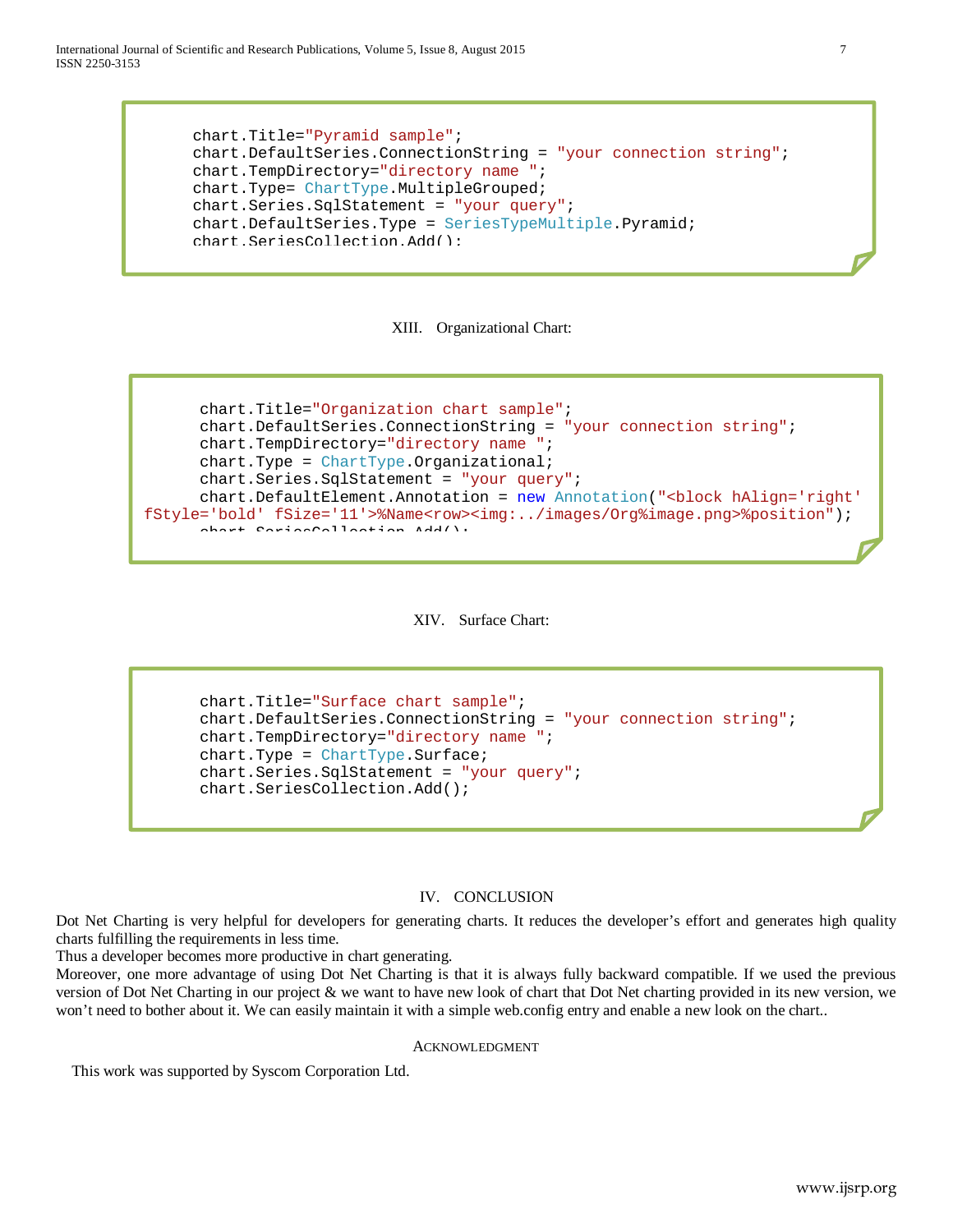```
chart.Title="Pyramid sample";
chart.DefaultSeries.ConnectionString = "your connection string";
chart.TempDirectory="directory name ";
chart.Type= ChartType.MultipleGrouped;
chart.Series.SqlStatement = "your query";
chart.DefaultSeries.Type = SeriesTypeMultiple.Pyramid;
chart.SeriesCollection.Add();
```

XIII. Organizational Chart:

```
chart.Title="Organization chart sample";
chart.DefaultSeries.ConnectionString = "your connection string";
chart.TempDirectory="directory name ";
chart.Type = ChartType.Organizational;
chart.Series.SqlStatement = "your query";
chart.DefaultElement.Annotation = new Annotation("<block hAlign='right'
fStyle='bold' fSize='11'>%Name<row><img:../images/Org%image.png>%position");
chart.SeriesCollection.Add();
```

XIV. Surface Chart:

```
chart.Title="Surface chart sample";
chart.DefaultSeries.ConnectionString = "your connection string";
chart.TempDirectory="directory name ";
chart.Type = ChartType.Surface;
chart.Series.SqlStatement = "your query";
chart.SeriesCollection.Add();
```

## IV. CONCLUSION

Dot Net Charting is very helpful for developers for generating charts. It reduces the developer's effort and generates high quality charts fulfilling the requirements in less time.
Thus a developer becomes more productive in chart generating.
Moreover, one more advantage of using Dot Net Charting is that it is always fully backward compatible. If we used the previous version of Dot Net Charting in our project & we want to have new look of chart that Dot Net charting provided in its new version, we won't need to bother about it. We can easily maintain it with a simple web.config entry and enable a new look on the chart..

## ACKNOWLEDGMENT

This work was supported by Syscom Corporation Ltd.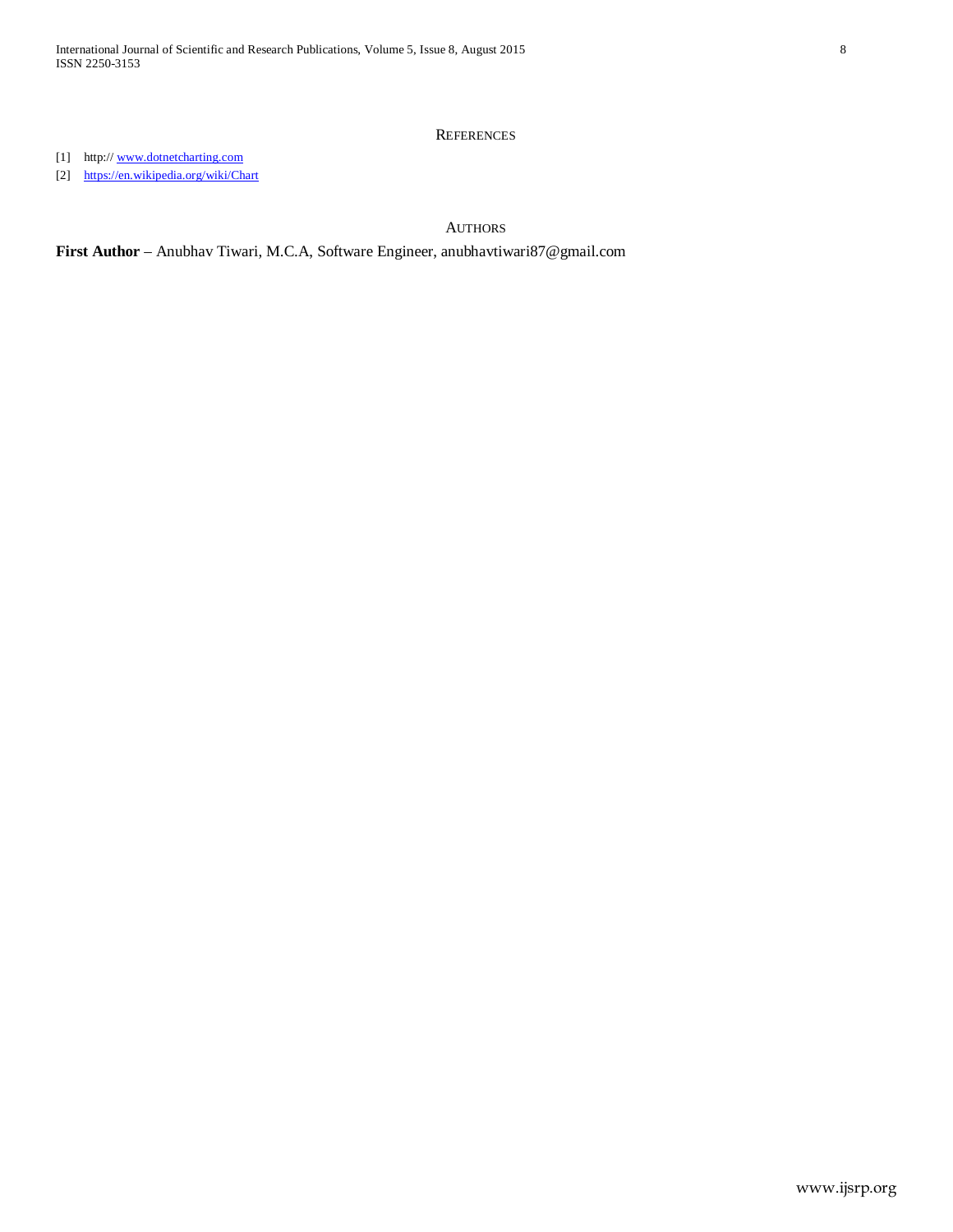## REFERENCES

[1] http:// www.dotnetcharting.com

[2] https://en.wikipedia.org/wiki/Chart

## AUTHORS

**First Author** – Anubhav Tiwari, M.C.A, Software Engineer, anubhavtiwari87@gmail.com